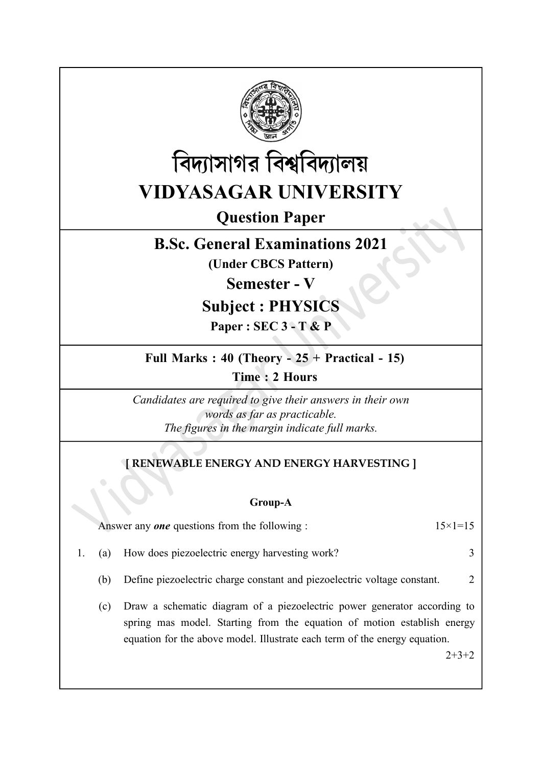# বিদ্যাসাগর বিশ্ববিদ্যালয়

# VIDYASAGAR UNIVERSITY

## Question Paper

## B.Sc. General Examinations 2021

**(Under CBCS Pattern)**

## Semester - V

## Subject : PHYSICS

**Paper : SEC 3 - T & P**

**Full Marks : 40 (Theory - 25 + Practical - 15)**

**Time : 2 Hours**

*Candidates are required to give their answers in their own words as far as practicable.*
*The figures in the margin indicate full marks.*

**[ RENEWABLE ENERGY AND ENERGY HARVESTING ]**

**Group-A**

Answer any ***one*** questions from the following : 15×1=15

1. (a) How does piezoelectric energy harvesting work? 3

   (b) Define piezoelectric charge constant and piezoelectric voltage constant. 2

   (c) Draw a schematic diagram of a piezoelectric power generator according to spring mas model. Starting from the equation of motion establish energy equation for the above model. Illustrate each term of the energy equation. 2+3+2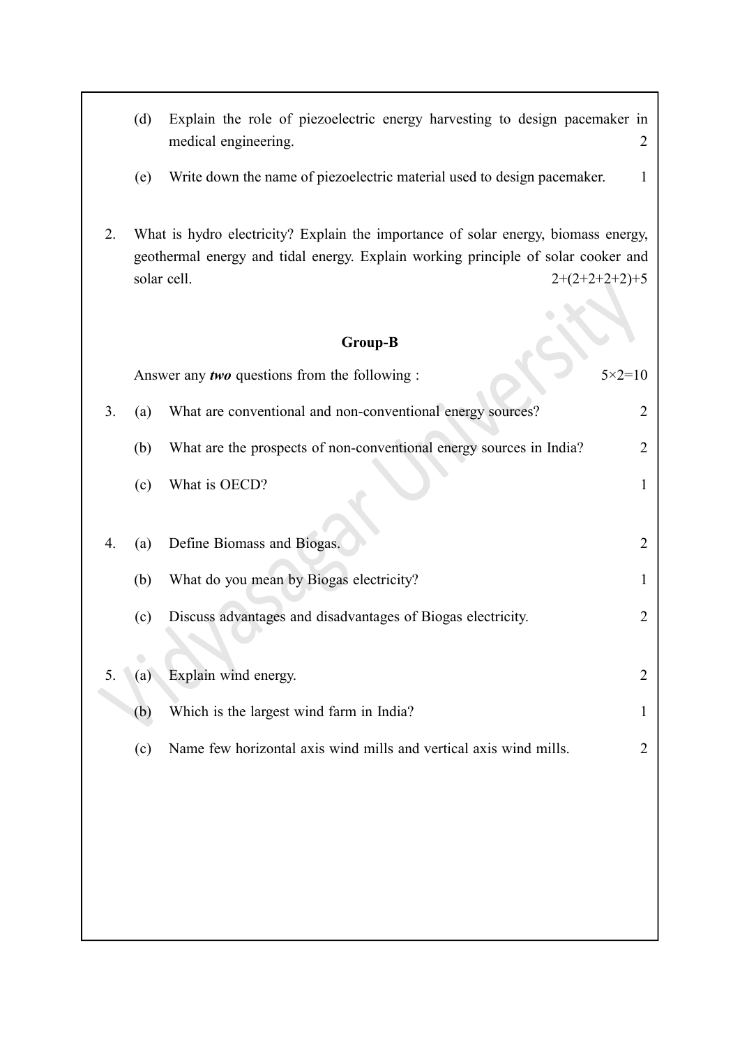(d) Explain the role of piezoelectric energy harvesting to design pacemaker in medical engineering. 2

(e) Write down the name of piezoelectric material used to design pacemaker. 1

2. What is hydro electricity? Explain the importance of solar energy, biomass energy, geothermal energy and tidal energy. Explain working principle of solar cooker and solar cell. 2+(2+2+2+2)+5

### Group-B

Answer any ***two*** questions from the following : 5×2=10

3. (a) What are conventional and non-conventional energy sources? 2

   (b) What are the prospects of non-conventional energy sources in India? 2

   (c) What is OECD? 1

4. (a) Define Biomass and Biogas. 2

   (b) What do you mean by Biogas electricity? 1

   (c) Discuss advantages and disadvantages of Biogas electricity. 2

5. (a) Explain wind energy. 2

   (b) Which is the largest wind farm in India? 1

   (c) Name few horizontal axis wind mills and vertical axis wind mills. 2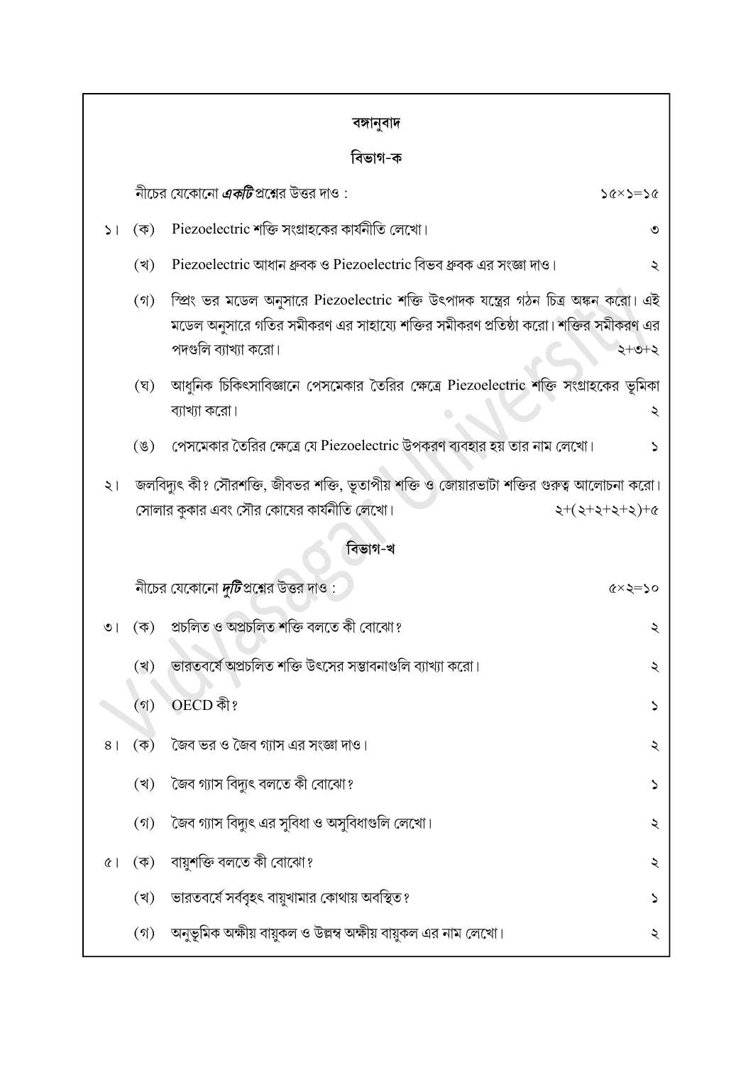## বঙ্গানুবাদ

### বিভাগ-ক

নীচের যেকোনো ***একটি*** প্রশ্নের উত্তর দাও : ১৫×১=১৫

১। (ক) Piezoelectric শক্তি সংগ্রাহকের কার্যনীতি লেখো। ৩

(খ) Piezoelectric আধান ধ্রুবক ও Piezoelectric বিভব ধ্রুবক এর সংজ্ঞা দাও। ২

(গ) স্প্রিং ভর মডেল অনুসারে Piezoelectric শক্তি উৎপাদক যন্ত্রের গঠন চিত্র অঙ্কন করো। এই মডেল অনুসারে গতির সমীকরণ এর সাহায্যে শক্তির সমীকরণ প্রতিষ্ঠা করো। শক্তির সমীকরণ এর পদগুলি ব্যাখ্যা করো। ২+৩+২

(ঘ) আধুনিক চিকিৎসাবিজ্ঞানে পেসমেকার তৈরির ক্ষেত্রে Piezoelectric শক্তি সংগ্রাহকের ভূমিকা ব্যাখ্যা করো। ২

(ঙ) পেসমেকার তৈরির ক্ষেত্রে যে Piezoelectric উপকরণ ব্যবহার হয় তার নাম লেখো। ১

২। জলবিদ্যুৎ কী? সৌরশক্তি, জীবভর শক্তি, ভূতাপীয় শক্তি ও জোয়ারভাটা শক্তির গুরুত্ব আলোচনা করো। সোলার কুকার এবং সৌর কোষের কার্যনীতি লেখো। ২+(২+২+২+২)+৫

### বিভাগ-খ

নীচের যেকোনো ***দুটি*** প্রশ্নের উত্তর দাও : ৫×২=১০

৩। (ক) প্রচলিত ও অপ্রচলিত শক্তি বলতে কী বোঝো? ২

(খ) ভারতবর্ষে অপ্রচলিত শক্তি উৎসের সম্ভাবনাগুলি ব্যাখ্যা করো। ২

(গ) OECD কী? ১

৪। (ক) জৈব ভর ও জৈব গ্যাস এর সংজ্ঞা দাও। ২

(খ) জৈব গ্যাস বিদ্যুৎ বলতে কী বোঝো? ১

(গ) জৈব গ্যাস বিদ্যুৎ এর সুবিধা ও অসুবিধাগুলি লেখো। ২

৫। (ক) বায়ুশক্তি বলতে কী বোঝো? ২

(খ) ভারতবর্ষে সর্ববৃহৎ বায়ুখামার কোথায় অবস্থিত? ১

(গ) অনুভূমিক অক্ষীয় বায়ুকল ও উল্লম্ব অক্ষীয় বায়ুকল এর নাম লেখো। ২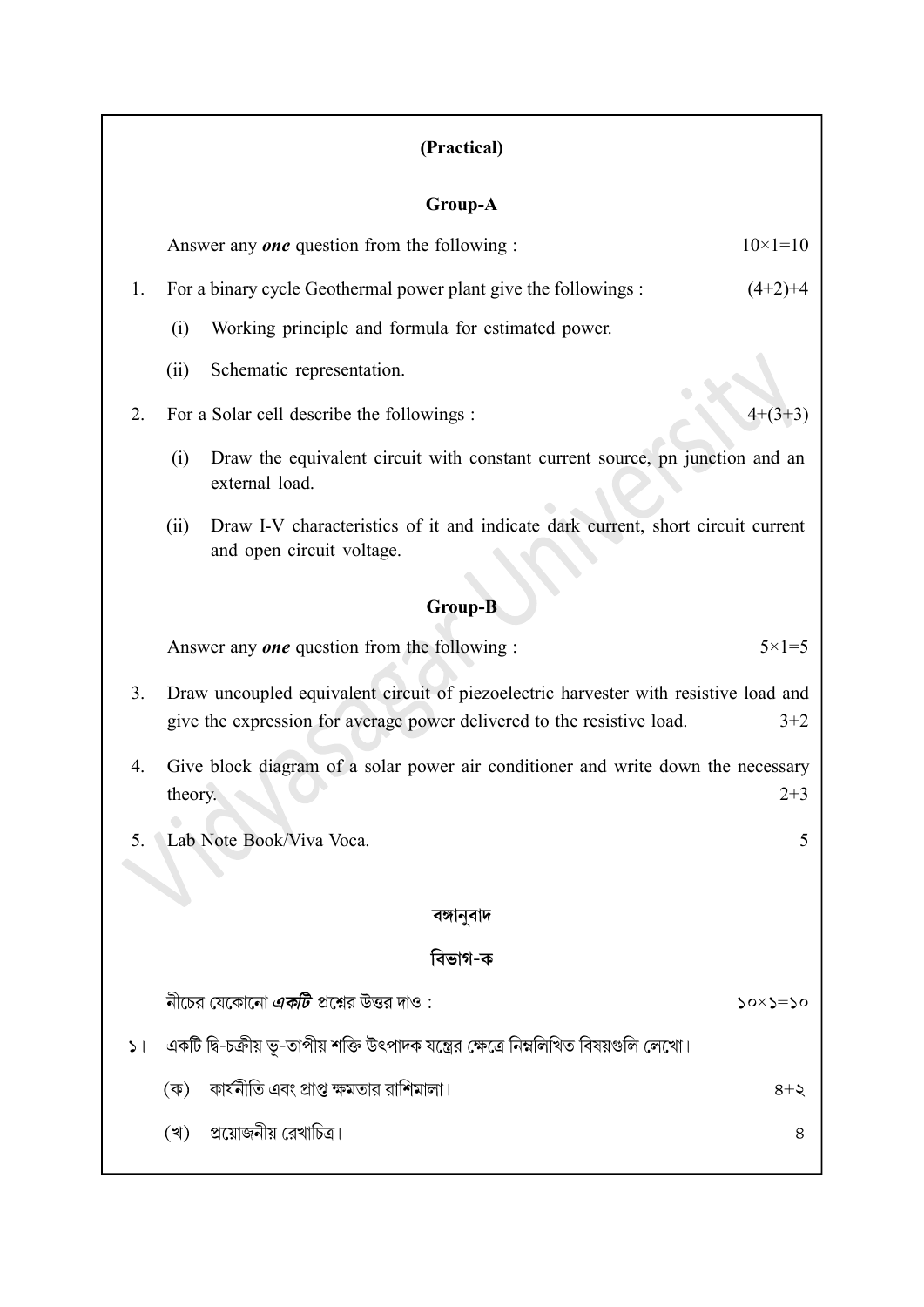## (Practical)

### Group-A

Answer any ***one*** question from the following : $10\times1=10$

1. For a binary cycle Geothermal power plant give the followings : $(4+2)+4$

   (i) Working principle and formula for estimated power.

   (ii) Schematic representation.

2. For a Solar cell describe the followings : $4+(3+3)$

   (i) Draw the equivalent circuit with constant current source, pn junction and an external load.

   (ii) Draw I-V characteristics of it and indicate dark current, short circuit current and open circuit voltage.

### Group-B

Answer any ***one*** question from the following : $5\times1=5$

3. Draw uncoupled equivalent circuit of piezoelectric harvester with resistive load and give the expression for average power delivered to the resistive load. $3+2$

4. Give block diagram of a solar power air conditioner and write down the necessary theory. $2+3$

5. Lab Note Book/Viva Voca. 5

### বঙ্গানুবাদ

### বিভাগ-ক

নীচের যেকোনো ***একটি*** প্রশ্নের উত্তর দাও : ১০×১=১০

১। একটি দ্বি-চক্রীয় ভূ-তাপীয় শক্তি উৎপাদক যন্ত্রের ক্ষেত্রে নিম্নলিখিত বিষয়গুলি লেখো।

   (ক) কার্যনীতি এবং প্রাপ্ত ক্ষমতার রাশিমালা। ৪+২

   (খ) প্রয়োজনীয় রেখাচিত্র। ৪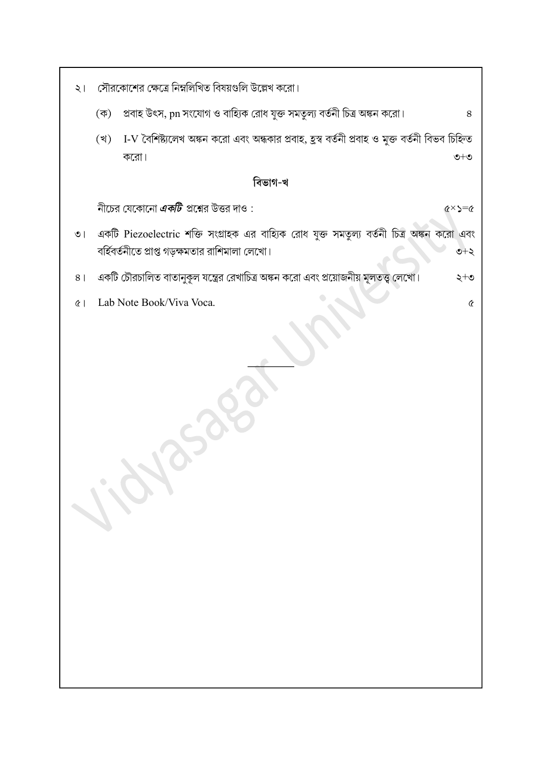২। সৌরকোশের ক্ষেত্রে নিম্নলিখিত বিষয়গুলি উল্লেখ করো।

(ক) প্রবাহ উৎস, pn সংযোগ ও বাহ্যিক রোধ যুক্ত সমতুল্য বর্তনী চিত্র অঙ্কন করো। ৪

(খ) I-V বৈশিষ্ট্যলেখ অঙ্কন করো এবং অন্ধকার প্রবাহ, হ্রস্ব বর্তনী প্রবাহ ও মুক্ত বর্তনী বিভব চিহ্নিত করো। ৩+৩

## বিভাগ-খ

নীচের যেকোনো ***একটি*** প্রশ্নের উত্তর দাও : ৫×১=৫

৩। একটি Piezoelectric শক্তি সংগ্রাহক এর বাহ্যিক রোধ যুক্ত সমতুল্য বর্তনী চিত্র অঙ্কন করো এবং বর্হিবর্তনীতে প্রাপ্ত গড়ক্ষমতার রাশিমালা লেখো। ৩+২

৪। একটি চৌরচালিত বাতানুকূল যন্ত্রের রেখাচিত্র অঙ্কন করো এবং প্রয়োজনীয় মূলতত্ত্ব লেখো। ২+৩

৫। Lab Note Book/Viva Voca. ৫